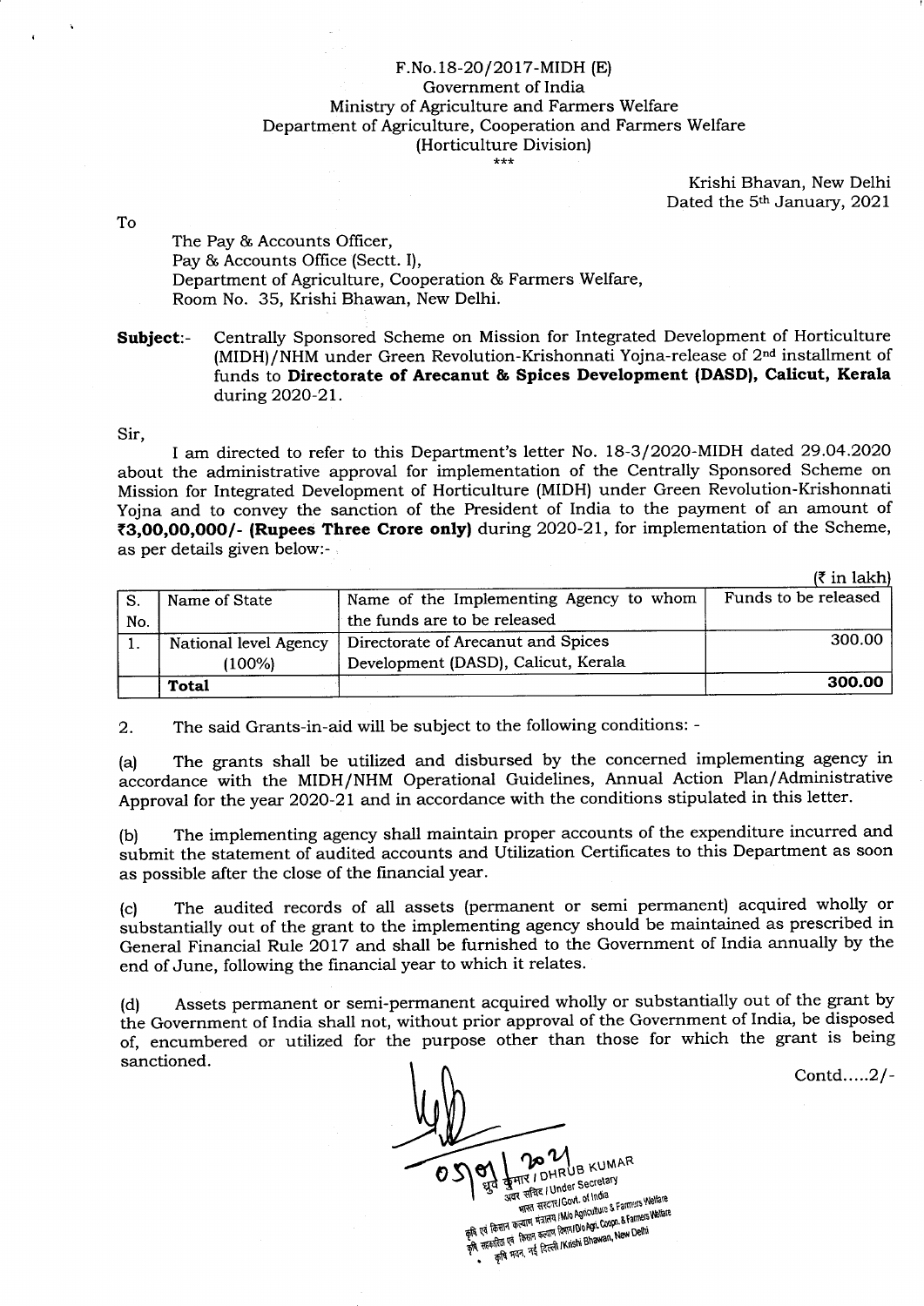F.No.18-20/2017-MIDH (E)
Government of India
Ministry of Agriculture and Farmers Welfare
Department of Agriculture, Cooperation and Farmers Welfare
(Horticulture Division)
***

Krishi Bhavan, New Delhi
Dated the 5th January, 2021

To

The Pay & Accounts Officer,
Pay & Accounts Office (Sectt. I),
Department of Agriculture, Cooperation & Farmers Welfare,
Room No. 35, Krishi Bhavan, New Delhi.

**Subject**:- Centrally Sponsored Scheme on Mission for Integrated Development of Horticulture (MIDH)/NHM under Green Revolution-Krishonnati Yojna-release of 2nd installment of funds to **Directorate of Arecanut & Spices Development (DASD), Calicut, Kerala** during 2020-21.

Sir,

I am directed to refer to this Department's letter No. 18-3/2020-MIDH dated 29.04.2020 about the administrative approval for implementation of the Centrally Sponsored Scheme on Mission for Integrated Development of Horticulture (MIDH) under Green Revolution-Krishonnati Yojna and to convey the sanction of the President of India to the payment of an amount of **₹3,00,00,000/- (Rupees Three Crore only)** during 2020-21, for implementation of the Scheme, as per details given below:-

(₹ in lakh)

| S. No. | Name of State | Name of the Implementing Agency to whom the funds are to be released | Funds to be released |
|---|---|---|---|
| 1. | National level Agency (100%) | Directorate of Arecanut and Spices Development (DASD), Calicut, Kerala | 300.00 |
| | **Total** | | **300.00** |

2. The said Grants-in-aid will be subject to the following conditions: -

(a) The grants shall be utilized and disbursed by the concerned implementing agency in accordance with the MIDH/NHM Operational Guidelines, Annual Action Plan/Administrative Approval for the year 2020-21 and in accordance with the conditions stipulated in this letter.

(b) The implementing agency shall maintain proper accounts of the expenditure incurred and submit the statement of audited accounts and Utilization Certificates to this Department as soon as possible after the close of the financial year.

(c) The audited records of all assets (permanent or semi permanent) acquired wholly or substantially out of the grant to the implementing agency should be maintained as prescribed in General Financial Rule 2017 and shall be furnished to the Government of India annually by the end of June, following the financial year to which it relates.

(d) Assets permanent or semi-permanent acquired wholly or substantially out of the grant by the Government of India shall not, without prior approval of the Government of India, be disposed of, encumbered or utilized for the purpose other than those for which the grant is being sanctioned.

Contd.....2/-

05/01/2021
ध्रुव कुमार / DHRUB KUMAR
अवर सचिव / Under Secretary
भारत सरकार / Govt. of India
कृषि एवं किसान कल्याण मंत्रालय / M/o Agriculture & Farmers Welfare
कृषि सहकारिता एवं किसान कल्याण विभाग / D/o Agri. Coopn. & Farmers Welfare
कृषि भवन, नई दिल्ली / Krishi Bhawan, New Delhi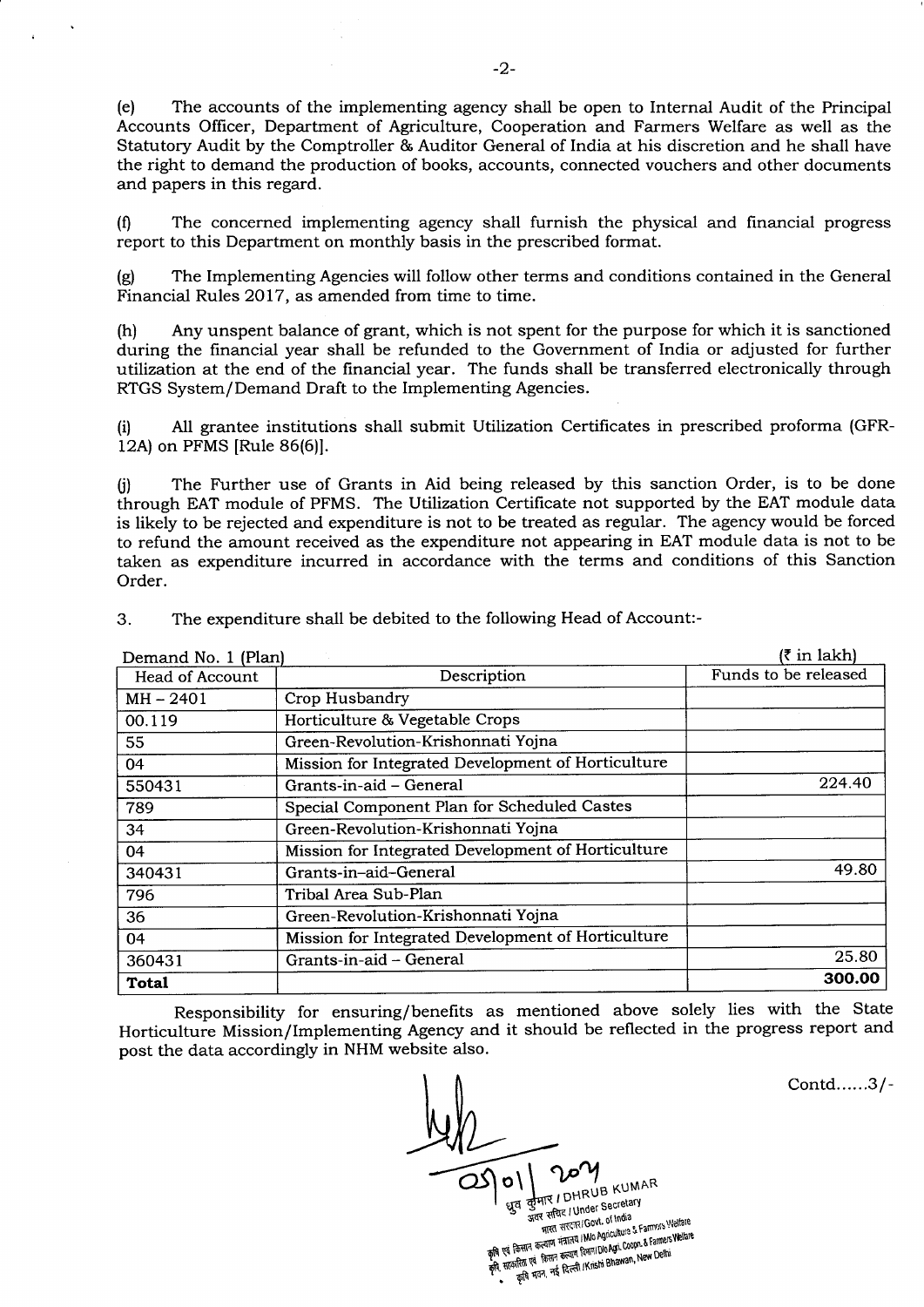(e) The accounts of the implementing agency shall be open to Internal Audit of the Principal Accounts Officer, Department of Agriculture, Cooperation and Farmers Welfare as well as the Statutory Audit by the Comptroller & Auditor General of India at his discretion and he shall have the right to demand the production of books, accounts, connected vouchers and other documents and papers in this regard.

(f) The concerned implementing agency shall furnish the physical and financial progress report to this Department on monthly basis in the prescribed format.

(g) The Implementing Agencies will follow other terms and conditions contained in the General Financial Rules 2017, as amended from time to time.

(h) Any unspent balance of grant, which is not spent for the purpose for which it is sanctioned during the financial year shall be refunded to the Government of India or adjusted for further utilization at the end of the financial year. The funds shall be transferred electronically through RTGS System/Demand Draft to the Implementing Agencies.

(i) All grantee institutions shall submit Utilization Certificates in prescribed proforma (GFR-12A) on PFMS [Rule 86(6)].

(j) The Further use of Grants in Aid being released by this sanction Order, is to be done through EAT module of PFMS. The Utilization Certificate not supported by the EAT module data is likely to be rejected and expenditure is not to be treated as regular. The agency would be forced to refund the amount received as the expenditure not appearing in EAT module data is not to be taken as expenditure incurred in accordance with the terms and conditions of this Sanction Order.

3. The expenditure shall be debited to the following Head of Account:-

Demand No. 1 (Plan) (₹ in lakh)

| Head of Account | Description | Funds to be released |
|---|---|---|
| MH – 2401 | Crop Husbandry | |
| 00.119 | Horticulture & Vegetable Crops | |
| 55 | Green-Revolution-Krishonnati Yojna | |
| 04 | Mission for Integrated Development of Horticulture | |
| 550431 | Grants-in-aid – General | 224.40 |
| 789 | Special Component Plan for Scheduled Castes | |
| 34 | Green-Revolution-Krishonnati Yojna | |
| 04 | Mission for Integrated Development of Horticulture | |
| 340431 | Grants-in–aid–General | 49.80 |
| 796 | Tribal Area Sub-Plan | |
| 36 | Green-Revolution-Krishonnati Yojna | |
| 04 | Mission for Integrated Development of Horticulture | |
| 360431 | Grants-in-aid – General | 25.80 |
| **Total** | | **300.00** |

Responsibility for ensuring/benefits as mentioned above solely lies with the State Horticulture Mission/Implementing Agency and it should be reflected in the progress report and post the data accordingly in NHM website also.

Contd......3/-

05/01/2024

ध्रुव कुमार / DHRUB KUMAR
अवर सचिव / Under Secretary
भारत सरकार / Govt. of India
कृषि एवं किसान कल्याण मंत्रालय / M/o Agriculture & Farmers Welfare
कृषि, सहकारिता एवं किसान कल्याण विभाग / D/o Agri. Coopn. & Farmers Welfare
कृषि भवन, नई दिल्ली / Krishi Bhawan, New Delhi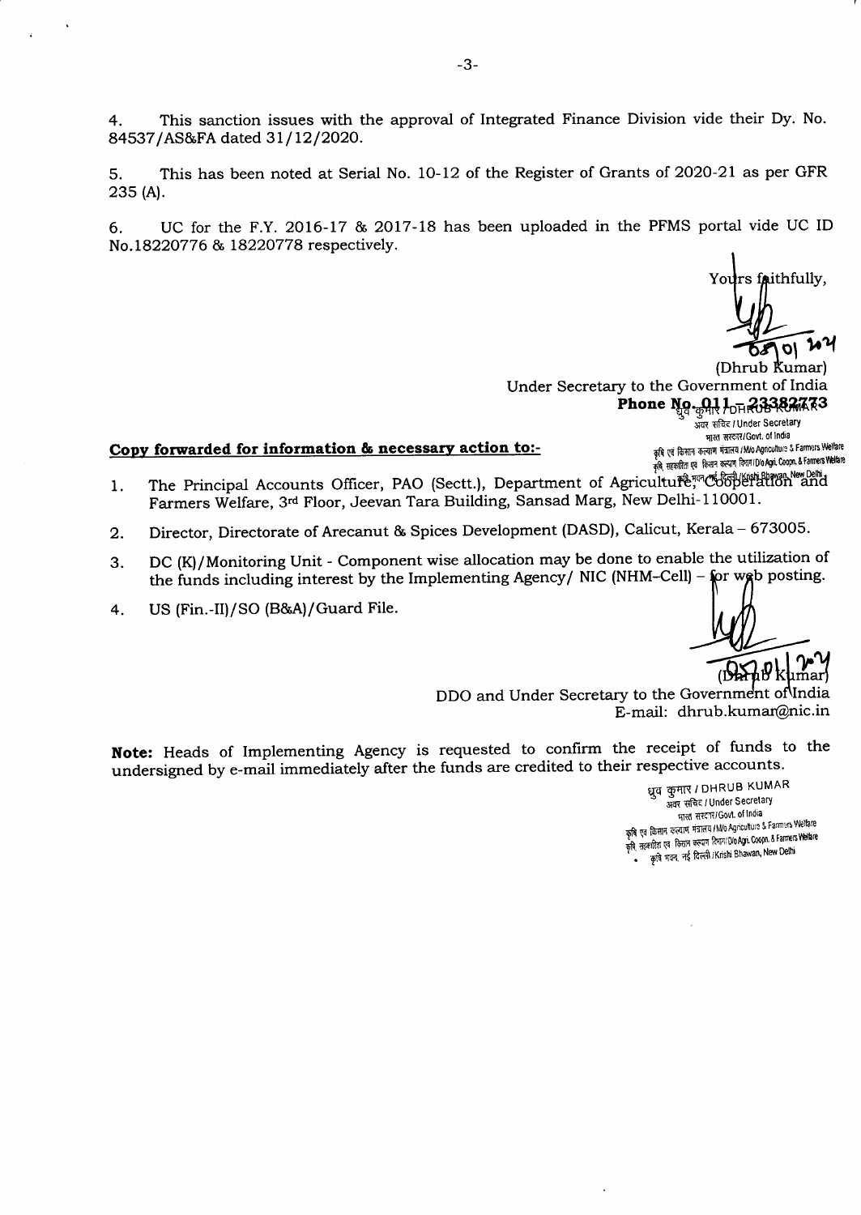4. This sanction issues with the approval of Integrated Finance Division vide their Dy. No. 84537/AS&FA dated 31/12/2020.

5. This has been noted at Serial No. 10-12 of the Register of Grants of 2020-21 as per GFR 235 (A).

6. UC for the F.Y. 2016-17 & 2017-18 has been uploaded in the PFMS portal vide UC ID No.18220776 & 18220778 respectively.

Yours faithfully,

(Dhrub Kumar)
Under Secretary to the Government of India
**Phone No. 011-23382773**

**Copy forwarded for information & necessary action to:-**

1. The Principal Accounts Officer, PAO (Sectt.), Department of Agriculture, Cooperation and Farmers Welfare, 3rd Floor, Jeevan Tara Building, Sansad Marg, New Delhi-110001.
2. Director, Directorate of Arecanut & Spices Development (DASD), Calicut, Kerala – 673005.
3. DC (K)/Monitoring Unit - Component wise allocation may be done to enable the utilization of the funds including interest by the Implementing Agency/ NIC (NHM-Cell) – for web posting.
4. US (Fin.-II)/SO (B&A)/Guard File.

(Dhrub Kumar)
DDO and Under Secretary to the Government of India
E-mail: dhrub.kumar@nic.in

**Note:** Heads of Implementing Agency is requested to confirm the receipt of funds to the undersigned by e-mail immediately after the funds are credited to their respective accounts.

ध्रुव कुमार / DHRUB KUMAR
अवर सचिव / Under Secretary
भारत सरकार/Govt. of India
कृषि एवं किसान कल्याण मंत्रालय / M/o Agriculture & Farmers Welfare
कृषि, सहकारिता एवं किसान कल्याण विभाग/D/o Agri. Coopn. & Farmers Welfare
कृषि भवन, नई दिल्ली / Krishi Bhawan, New Delhi